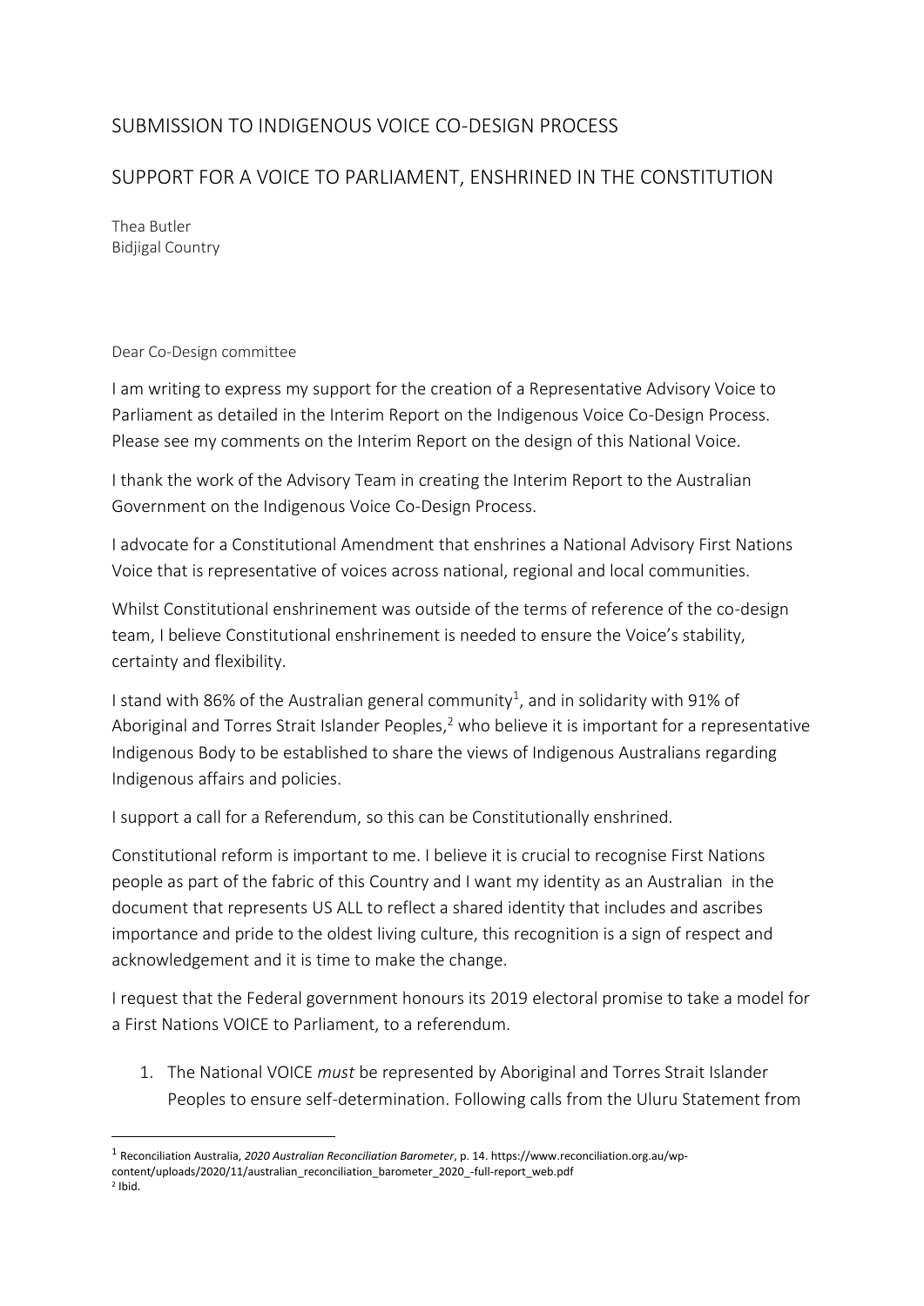# SUBMISSION TO INDIGENOUS VOICE CO-DESIGN PROCESS

# SUPPORT FOR A VOICE TO PARLIAMENT, ENSHRINED IN THE CONSTITUTION

Thea Butler
Bidjigal Country

Dear Co-Design committee

I am writing to express my support for the creation of a Representative Advisory Voice to Parliament as detailed in the Interim Report on the Indigenous Voice Co-Design Process. Please see my comments on the Interim Report on the design of this National Voice.

I thank the work of the Advisory Team in creating the Interim Report to the Australian Government on the Indigenous Voice Co-Design Process.

I advocate for a Constitutional Amendment that enshrines a National Advisory First Nations Voice that is representative of voices across national, regional and local communities.

Whilst Constitutional enshrinement was outside of the terms of reference of the co-design team, I believe Constitutional enshrinement is needed to ensure the Voice's stability, certainty and flexibility.

I stand with 86% of the Australian general community[1], and in solidarity with 91% of Aboriginal and Torres Strait Islander Peoples,[2] who believe it is important for a representative Indigenous Body to be established to share the views of Indigenous Australians regarding Indigenous affairs and policies.

I support a call for a Referendum, so this can be Constitutionally enshrined.

Constitutional reform is important to me. I believe it is crucial to recognise First Nations people as part of the fabric of this Country and I want my identity as an Australian in the document that represents US ALL to reflect a shared identity that includes and ascribes importance and pride to the oldest living culture, this recognition is a sign of respect and acknowledgement and it is time to make the change.

I request that the Federal government honours its 2019 electoral promise to take a model for a First Nations VOICE to Parliament, to a referendum.

1. The National VOICE *must* be represented by Aboriginal and Torres Strait Islander Peoples to ensure self-determination. Following calls from the Uluru Statement from

---

[1] Reconciliation Australia, *2020 Australian Reconciliation Barometer*, p. 14. https://www.reconciliation.org.au/wp-content/uploads/2020/11/australian_reconciliation_barometer_2020_-full-report_web.pdf

[2] Ibid.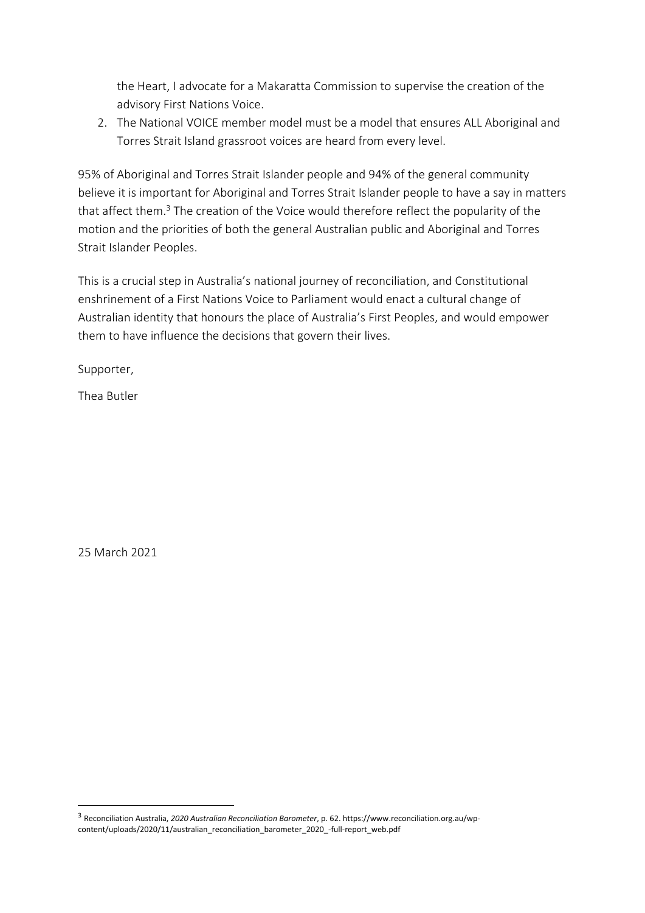the Heart, I advocate for a Makaratta Commission to supervise the creation of the advisory First Nations Voice.

2. The National VOICE member model must be a model that ensures ALL Aboriginal and Torres Strait Island grassroot voices are heard from every level.

95% of Aboriginal and Torres Strait Islander people and 94% of the general community believe it is important for Aboriginal and Torres Strait Islander people to have a say in matters that affect them.[3] The creation of the Voice would therefore reflect the popularity of the motion and the priorities of both the general Australian public and Aboriginal and Torres Strait Islander Peoples.

This is a crucial step in Australia's national journey of reconciliation, and Constitutional enshrinement of a First Nations Voice to Parliament would enact a cultural change of Australian identity that honours the place of Australia's First Peoples, and would empower them to have influence the decisions that govern their lives.

Supporter,

Thea Butler

25 March 2021

---

[3] Reconciliation Australia, *2020 Australian Reconciliation Barometer*, p. 62. https://www.reconciliation.org.au/wp-content/uploads/2020/11/australian_reconciliation_barometer_2020_-full-report_web.pdf